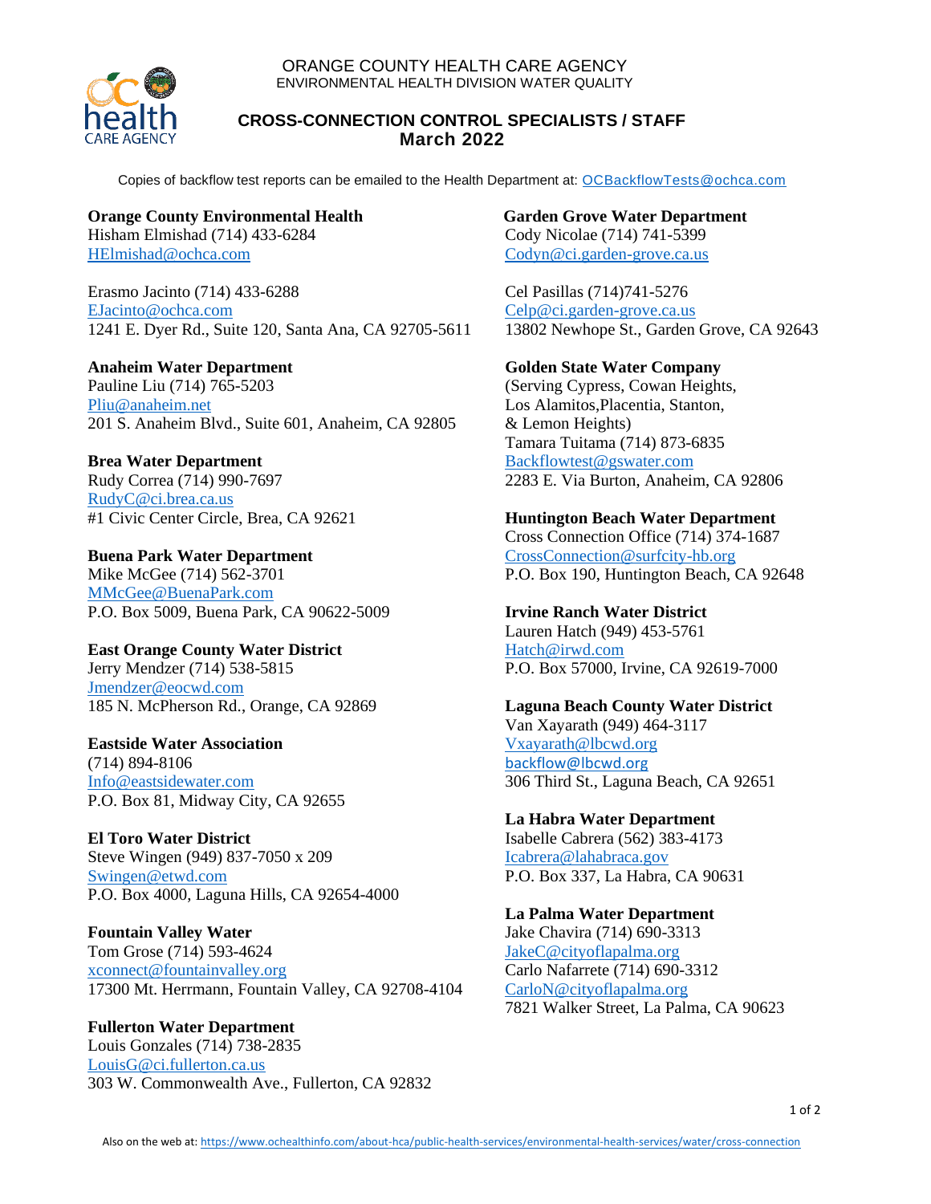ORANGE COUNTY HEALTH CARE AGENCY
ENVIRONMENTAL HEALTH DIVISION WATER QUALITY

# CROSS-CONNECTION CONTROL SPECIALISTS / STAFF
## March 2022

Copies of backflow test reports can be emailed to the Health Department at: OCBackflowTests@ochca.com

**Orange County Environmental Health**
Hisham Elmishad (714) 433-6284
HElmishad@ochca.com

Erasmo Jacinto (714) 433-6288
EJacinto@ochca.com
1241 E. Dyer Rd., Suite 120, Santa Ana, CA 92705-5611

**Anaheim Water Department**
Pauline Liu (714) 765-5203
Pliu@anaheim.net
201 S. Anaheim Blvd., Suite 601, Anaheim, CA 92805

**Brea Water Department**
Rudy Correa (714) 990-7697
RudyC@ci.brea.ca.us
#1 Civic Center Circle, Brea, CA 92621

**Buena Park Water Department**
Mike McGee (714) 562-3701
MMcGee@BuenaPark.com
P.O. Box 5009, Buena Park, CA 90622-5009

**East Orange County Water District**
Jerry Mendzer (714) 538-5815
Jmendzer@eocwd.com
185 N. McPherson Rd., Orange, CA 92869

**Eastside Water Association**
(714) 894-8106
Info@eastsidewater.com
P.O. Box 81, Midway City, CA 92655

**El Toro Water District**
Steve Wingen (949) 837-7050 x 209
Swingen@etwd.com
P.O. Box 4000, Laguna Hills, CA 92654-4000

**Fountain Valley Water**
Tom Grose (714) 593-4624
xconnect@fountainvalley.org
17300 Mt. Herrmann, Fountain Valley, CA 92708-4104

**Fullerton Water Department**
Louis Gonzales (714) 738-2835
LouisG@ci.fullerton.ca.us
303 W. Commonwealth Ave., Fullerton, CA 92832

**Garden Grove Water Department**
Cody Nicolae (714) 741-5399
Codyn@ci.garden-grove.ca.us

Cel Pasillas (714)741-5276
Celp@ci.garden-grove.ca.us
13802 Newhope St., Garden Grove, CA 92643

**Golden State Water Company**
(Serving Cypress, Cowan Heights, Los Alamitos,Placentia, Stanton, & Lemon Heights)
Tamara Tuitama (714) 873-6835
Backflowtest@gswater.com
2283 E. Via Burton, Anaheim, CA 92806

**Huntington Beach Water Department**
Cross Connection Office (714) 374-1687
CrossConnection@surfcity-hb.org
P.O. Box 190, Huntington Beach, CA 92648

**Irvine Ranch Water District**
Lauren Hatch (949) 453-5761
Hatch@irwd.com
P.O. Box 57000, Irvine, CA 92619-7000

**Laguna Beach County Water District**
Van Xayarath (949) 464-3117
Vxayarath@lbcwd.org
backflow@lbcwd.org
306 Third St., Laguna Beach, CA 92651

**La Habra Water Department**
Isabelle Cabrera (562) 383-4173
Icabrera@lahabraca.gov
P.O. Box 337, La Habra, CA 90631

**La Palma Water Department**
Jake Chavira (714) 690-3313
JakeC@cityoflapalma.org
Carlo Nafarrete (714) 690-3312
CarloN@cityoflapalma.org
7821 Walker Street, La Palma, CA 90623

Also on the web at: https://www.ochealthinfo.com/about-hca/public-health-services/environmental-health-services/water/cross-connection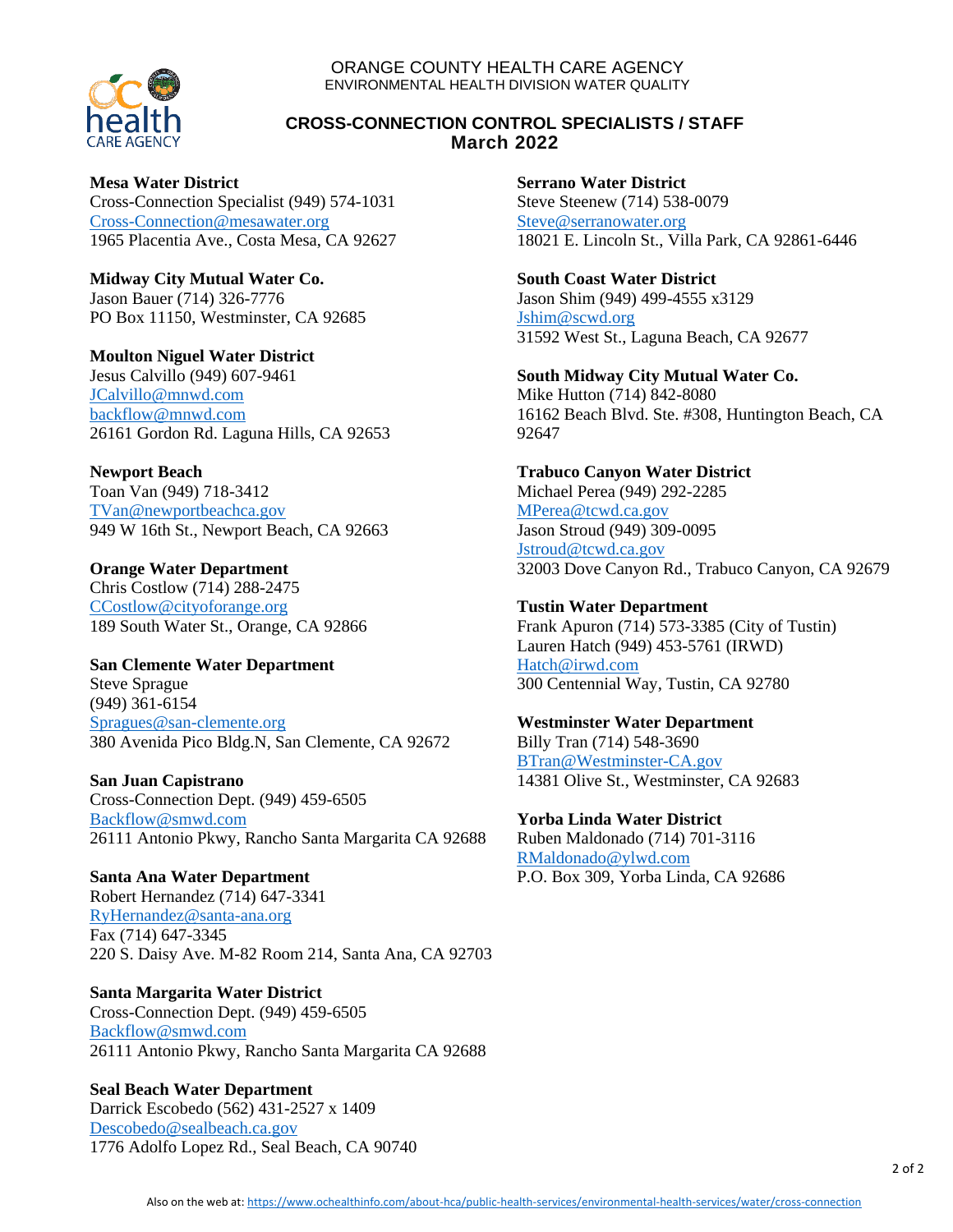ORANGE COUNTY HEALTH CARE AGENCY
ENVIRONMENTAL HEALTH DIVISION WATER QUALITY

## CROSS-CONNECTION CONTROL SPECIALISTS / STAFF
## March 2022

**Mesa Water District**
Cross-Connection Specialist (949) 574-1031
Cross-Connection@mesawater.org
1965 Placentia Ave., Costa Mesa, CA 92627

**Midway City Mutual Water Co.**
Jason Bauer (714) 326-7776
PO Box 11150, Westminster, CA 92685

**Moulton Niguel Water District**
Jesus Calvillo (949) 607-9461
JCalvillo@mnwd.com
backflow@mnwd.com
26161 Gordon Rd. Laguna Hills, CA 92653

**Newport Beach**
Toan Van (949) 718-3412
TVan@newportbeachca.gov
949 W 16th St., Newport Beach, CA 92663

**Orange Water Department**
Chris Costlow (714) 288-2475
CCostlow@cityoforange.org
189 South Water St., Orange, CA 92866

**San Clemente Water Department**
Steve Sprague
(949) 361-6154
Spragues@san-clemente.org
380 Avenida Pico Bldg.N, San Clemente, CA 92672

**San Juan Capistrano**
Cross-Connection Dept. (949) 459-6505
Backflow@smwd.com
26111 Antonio Pkwy, Rancho Santa Margarita CA 92688

**Santa Ana Water Department**
Robert Hernandez (714) 647-3341
RyHernandez@santa-ana.org
Fax (714) 647-3345
220 S. Daisy Ave. M-82 Room 214, Santa Ana, CA 92703

**Santa Margarita Water District**
Cross-Connection Dept. (949) 459-6505
Backflow@smwd.com
26111 Antonio Pkwy, Rancho Santa Margarita CA 92688

**Seal Beach Water Department**
Darrick Escobedo (562) 431-2527 x 1409
Descobedo@sealbeach.ca.gov
1776 Adolfo Lopez Rd., Seal Beach, CA 90740

**Serrano Water District**
Steve Steenew (714) 538-0079
Steve@serranowater.org
18021 E. Lincoln St., Villa Park, CA 92861-6446

**South Coast Water District**
Jason Shim (949) 499-4555 x3129
Jshim@scwd.org
31592 West St., Laguna Beach, CA 92677

**South Midway City Mutual Water Co.**
Mike Hutton (714) 842-8080
16162 Beach Blvd. Ste. #308, Huntington Beach, CA 92647

**Trabuco Canyon Water District**
Michael Perea (949) 292-2285
MPerea@tcwd.ca.gov
Jason Stroud (949) 309-0095
Jstroud@tcwd.ca.gov
32003 Dove Canyon Rd., Trabuco Canyon, CA 92679

**Tustin Water Department**
Frank Apuron (714) 573-3385 (City of Tustin)
Lauren Hatch (949) 453-5761 (IRWD)
Hatch@irwd.com
300 Centennial Way, Tustin, CA 92780

**Westminster Water Department**
Billy Tran (714) 548-3690
BTran@Westminster-CA.gov
14381 Olive St., Westminster, CA 92683

**Yorba Linda Water District**
Ruben Maldonado (714) 701-3116
RMaldonado@ylwd.com
P.O. Box 309, Yorba Linda, CA 92686

Also on the web at: https://www.ochealthinfo.com/about-hca/public-health-services/environmental-health-services/water/cross-connection